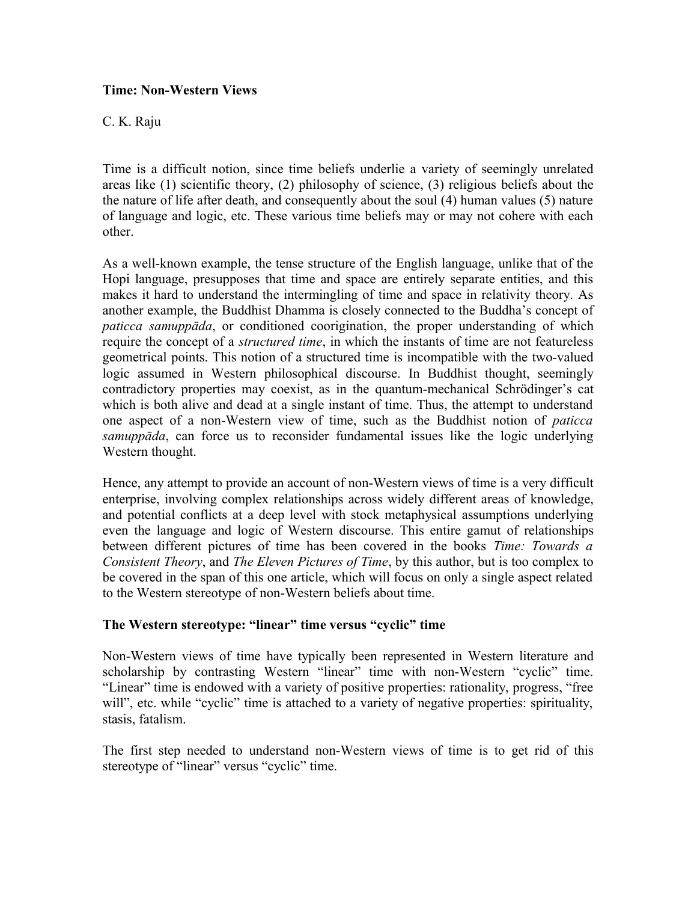**Time: Non-Western Views**

C. K. Raju

Time is a difficult notion, since time beliefs underlie a variety of seemingly unrelated areas like (1) scientific theory, (2) philosophy of science, (3) religious beliefs about the the nature of life after death, and consequently about the soul (4) human values (5) nature of language and logic, etc. These various time beliefs may or may not cohere with each other.

As a well-known example, the tense structure of the English language, unlike that of the Hopi language, presupposes that time and space are entirely separate entities, and this makes it hard to understand the intermingling of time and space in relativity theory. As another example, the Buddhist Dhamma is closely connected to the Buddha's concept of *paticca samuppāda*, or conditioned coorigination, the proper understanding of which require the concept of a *structured time*, in which the instants of time are not featureless geometrical points. This notion of a structured time is incompatible with the two-valued logic assumed in Western philosophical discourse. In Buddhist thought, seemingly contradictory properties may coexist, as in the quantum-mechanical Schrödinger's cat which is both alive and dead at a single instant of time. Thus, the attempt to understand one aspect of a non-Western view of time, such as the Buddhist notion of *paticca samuppāda*, can force us to reconsider fundamental issues like the logic underlying Western thought.

Hence, any attempt to provide an account of non-Western views of time is a very difficult enterprise, involving complex relationships across widely different areas of knowledge, and potential conflicts at a deep level with stock metaphysical assumptions underlying even the language and logic of Western discourse. This entire gamut of relationships between different pictures of time has been covered in the books *Time: Towards a Consistent Theory*, and *The Eleven Pictures of Time*, by this author, but is too complex to be covered in the span of this one article, which will focus on only a single aspect related to the Western stereotype of non-Western beliefs about time.

**The Western stereotype: "linear" time versus "cyclic" time**

Non-Western views of time have typically been represented in Western literature and scholarship by contrasting Western "linear" time with non-Western "cyclic" time. "Linear" time is endowed with a variety of positive properties: rationality, progress, "free will", etc. while "cyclic" time is attached to a variety of negative properties: spirituality, stasis, fatalism.

The first step needed to understand non-Western views of time is to get rid of this stereotype of "linear" versus "cyclic" time.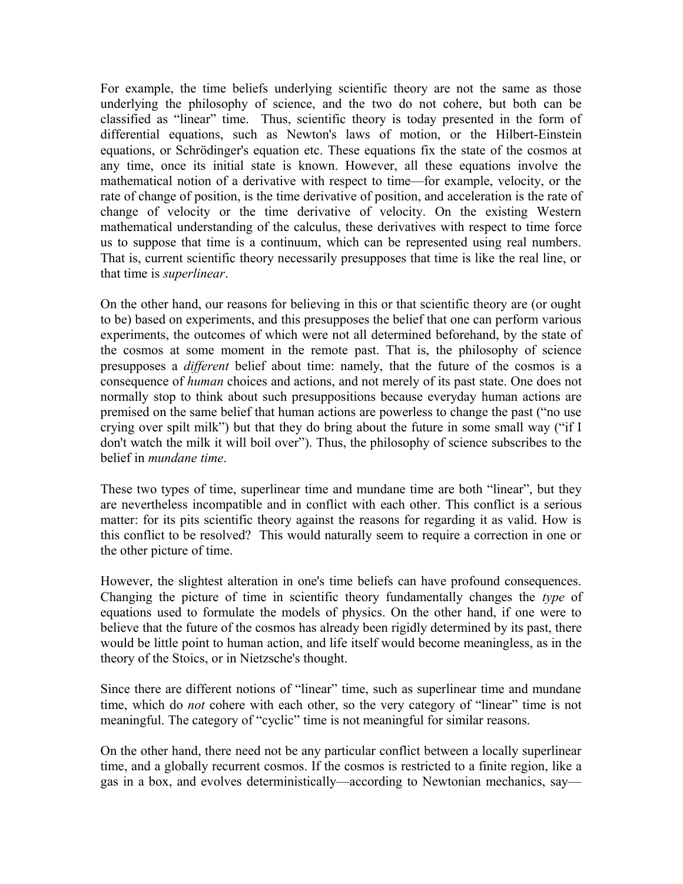For example, the time beliefs underlying scientific theory are not the same as those underlying the philosophy of science, and the two do not cohere, but both can be classified as “linear” time.  Thus, scientific theory is today presented in the form of differential equations, such as Newton's laws of motion, or the Hilbert-Einstein equations, or Schrödinger's equation etc. These equations fix the state of the cosmos at any time, once its initial state is known. However, all these equations involve the mathematical notion of a derivative with respect to time—for example, velocity, or the rate of change of position, is the time derivative of position, and acceleration is the rate of change of velocity or the time derivative of velocity. On the existing Western mathematical understanding of the calculus, these derivatives with respect to time force us to suppose that time is a continuum, which can be represented using real numbers. That is, current scientific theory necessarily presupposes that time is like the real line, or that time is *superlinear*.

On the other hand, our reasons for believing in this or that scientific theory are (or ought to be) based on experiments, and this presupposes the belief that one can perform various experiments, the outcomes of which were not all determined beforehand, by the state of the cosmos at some moment in the remote past. That is, the philosophy of science presupposes a *different* belief about time: namely, that the future of the cosmos is a consequence of *human* choices and actions, and not merely of its past state. One does not normally stop to think about such presuppositions because everyday human actions are premised on the same belief that human actions are powerless to change the past (“no use crying over spilt milk”) but that they do bring about the future in some small way (“if I don't watch the milk it will boil over”). Thus, the philosophy of science subscribes to the belief in *mundane time*.

These two types of time, superlinear time and mundane time are both “linear”, but they are nevertheless incompatible and in conflict with each other. This conflict is a serious matter: for its pits scientific theory against the reasons for regarding it as valid. How is this conflict to be resolved?  This would naturally seem to require a correction in one or the other picture of time.

However, the slightest alteration in one's time beliefs can have profound consequences. Changing the picture of time in scientific theory fundamentally changes the *type* of equations used to formulate the models of physics. On the other hand, if one were to believe that the future of the cosmos has already been rigidly determined by its past, there would be little point to human action, and life itself would become meaningless, as in the theory of the Stoics, or in Nietzsche's thought.

Since there are different notions of “linear” time, such as superlinear time and mundane time, which do *not* cohere with each other, so the very category of “linear” time is not meaningful. The category of “cyclic” time is not meaningful for similar reasons.

On the other hand, there need not be any particular conflict between a locally superlinear time, and a globally recurrent cosmos. If the cosmos is restricted to a finite region, like a gas in a box, and evolves deterministically—according to Newtonian mechanics, say—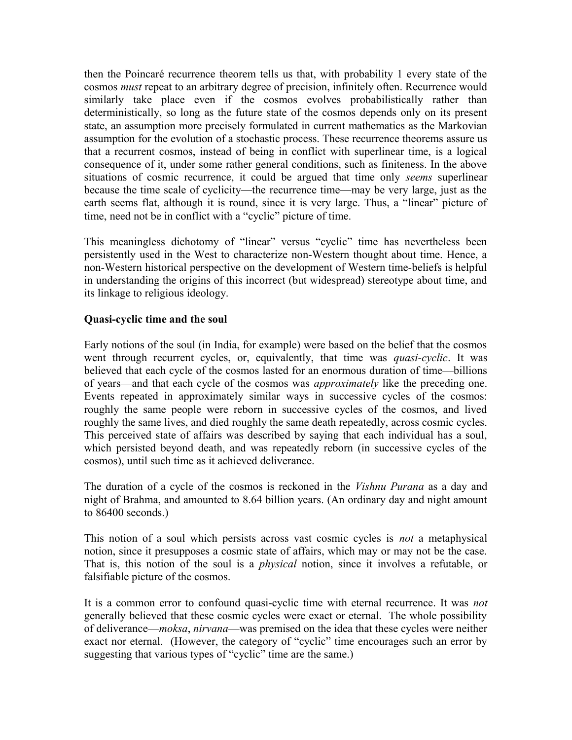then the Poincaré recurrence theorem tells us that, with probability 1 every state of the cosmos *must* repeat to an arbitrary degree of precision, infinitely often. Recurrence would similarly take place even if the cosmos evolves probabilistically rather than deterministically, so long as the future state of the cosmos depends only on its present state, an assumption more precisely formulated in current mathematics as the Markovian assumption for the evolution of a stochastic process. These recurrence theorems assure us that a recurrent cosmos, instead of being in conflict with superlinear time, is a logical consequence of it, under some rather general conditions, such as finiteness. In the above situations of cosmic recurrence, it could be argued that time only *seems* superlinear because the time scale of cyclicity—the recurrence time—may be very large, just as the earth seems flat, although it is round, since it is very large. Thus, a "linear" picture of time, need not be in conflict with a "cyclic" picture of time.

This meaningless dichotomy of "linear" versus "cyclic" time has nevertheless been persistently used in the West to characterize non-Western thought about time. Hence, a non-Western historical perspective on the development of Western time-beliefs is helpful in understanding the origins of this incorrect (but widespread) stereotype about time, and its linkage to religious ideology.

**Quasi-cyclic time and the soul**

Early notions of the soul (in India, for example) were based on the belief that the cosmos went through recurrent cycles, or, equivalently, that time was *quasi-cyclic*. It was believed that each cycle of the cosmos lasted for an enormous duration of time—billions of years—and that each cycle of the cosmos was *approximately* like the preceding one. Events repeated in approximately similar ways in successive cycles of the cosmos: roughly the same people were reborn in successive cycles of the cosmos, and lived roughly the same lives, and died roughly the same death repeatedly, across cosmic cycles. This perceived state of affairs was described by saying that each individual has a soul, which persisted beyond death, and was repeatedly reborn (in successive cycles of the cosmos), until such time as it achieved deliverance.

The duration of a cycle of the cosmos is reckoned in the *Vishnu Purana* as a day and night of Brahma, and amounted to 8.64 billion years. (An ordinary day and night amount to 86400 seconds.)

This notion of a soul which persists across vast cosmic cycles is *not* a metaphysical notion, since it presupposes a cosmic state of affairs, which may or may not be the case. That is, this notion of the soul is a *physical* notion, since it involves a refutable, or falsifiable picture of the cosmos.

It is a common error to confound quasi-cyclic time with eternal recurrence. It was *not* generally believed that these cosmic cycles were exact or eternal. The whole possibility of deliverance—*moksa*, *nirvana*—was premised on the idea that these cycles were neither exact nor eternal. (However, the category of "cyclic" time encourages such an error by suggesting that various types of "cyclic" time are the same.)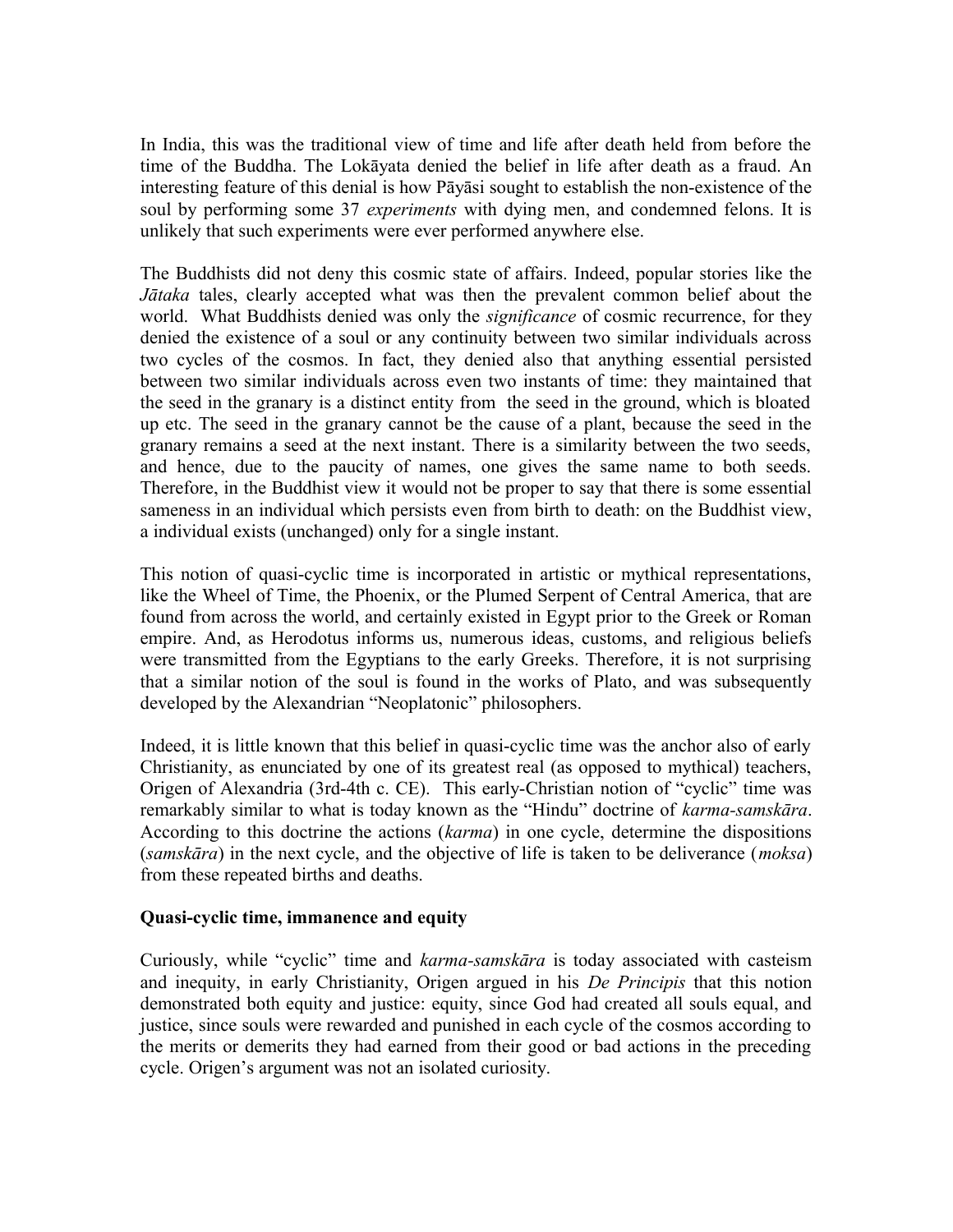In India, this was the traditional view of time and life after death held from before the time of the Buddha. The Lokāyata denied the belief in life after death as a fraud. An interesting feature of this denial is how Pāyāsi sought to establish the non-existence of the soul by performing some 37 *experiments* with dying men, and condemned felons. It is unlikely that such experiments were ever performed anywhere else.

The Buddhists did not deny this cosmic state of affairs. Indeed, popular stories like the *Jātaka* tales, clearly accepted what was then the prevalent common belief about the world. What Buddhists denied was only the *significance* of cosmic recurrence, for they denied the existence of a soul or any continuity between two similar individuals across two cycles of the cosmos. In fact, they denied also that anything essential persisted between two similar individuals across even two instants of time: they maintained that the seed in the granary is a distinct entity from the seed in the ground, which is bloated up etc. The seed in the granary cannot be the cause of a plant, because the seed in the granary remains a seed at the next instant. There is a similarity between the two seeds, and hence, due to the paucity of names, one gives the same name to both seeds. Therefore, in the Buddhist view it would not be proper to say that there is some essential sameness in an individual which persists even from birth to death: on the Buddhist view, a individual exists (unchanged) only for a single instant.

This notion of quasi-cyclic time is incorporated in artistic or mythical representations, like the Wheel of Time, the Phoenix, or the Plumed Serpent of Central America, that are found from across the world, and certainly existed in Egypt prior to the Greek or Roman empire. And, as Herodotus informs us, numerous ideas, customs, and religious beliefs were transmitted from the Egyptians to the early Greeks. Therefore, it is not surprising that a similar notion of the soul is found in the works of Plato, and was subsequently developed by the Alexandrian "Neoplatonic" philosophers.

Indeed, it is little known that this belief in quasi-cyclic time was the anchor also of early Christianity, as enunciated by one of its greatest real (as opposed to mythical) teachers, Origen of Alexandria (3rd-4th c. CE). This early-Christian notion of "cyclic" time was remarkably similar to what is today known as the "Hindu" doctrine of *karma-samskāra*. According to this doctrine the actions (*karma*) in one cycle, determine the dispositions (*samskāra*) in the next cycle, and the objective of life is taken to be deliverance (*moksa*) from these repeated births and deaths.

**Quasi-cyclic time, immanence and equity**

Curiously, while "cyclic" time and *karma-samskāra* is today associated with casteism and inequity, in early Christianity, Origen argued in his *De Principis* that this notion demonstrated both equity and justice: equity, since God had created all souls equal, and justice, since souls were rewarded and punished in each cycle of the cosmos according to the merits or demerits they had earned from their good or bad actions in the preceding cycle. Origen's argument was not an isolated curiosity.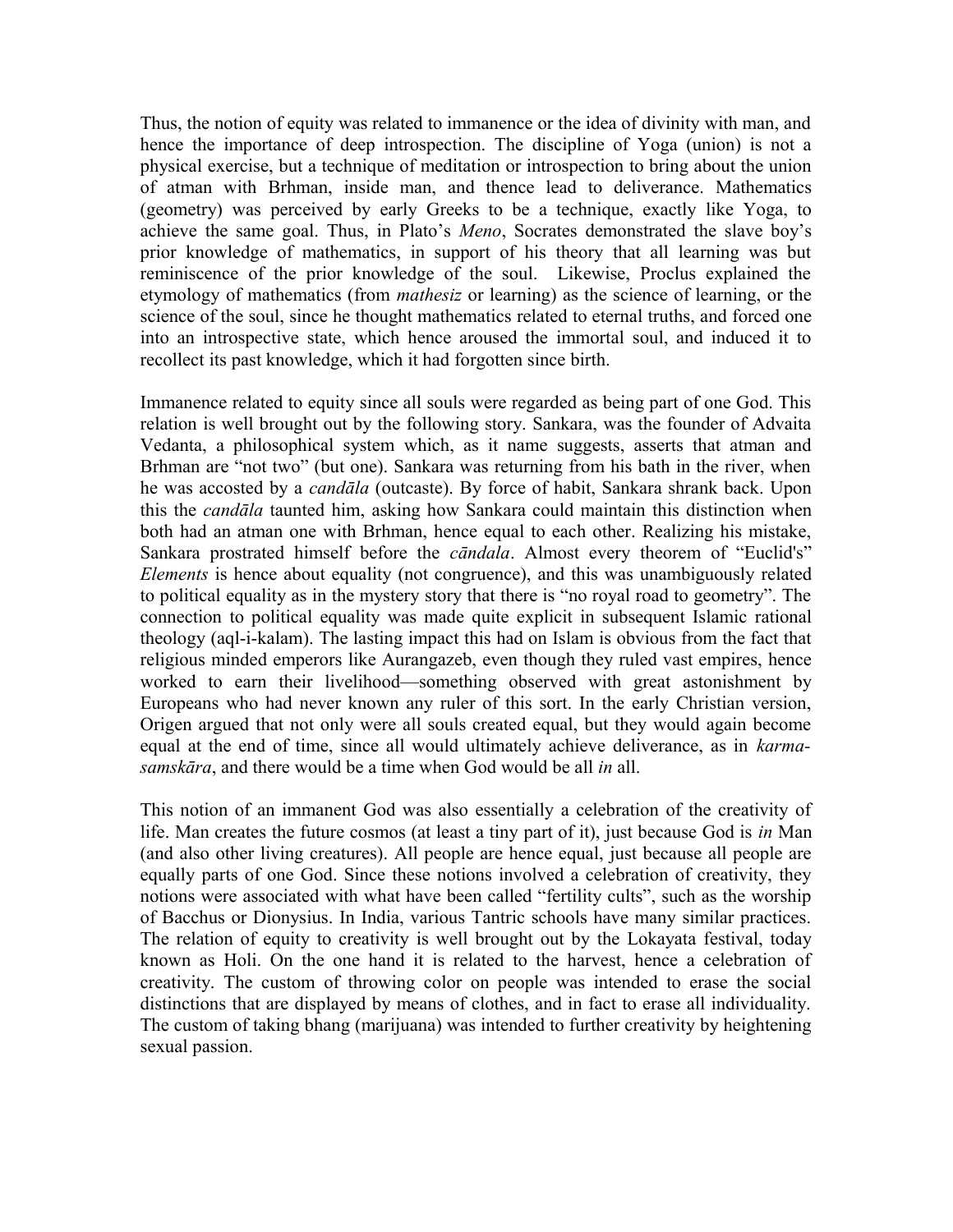Thus, the notion of equity was related to immanence or the idea of divinity with man, and hence the importance of deep introspection. The discipline of Yoga (union) is not a physical exercise, but a technique of meditation or introspection to bring about the union of atman with Brhman, inside man, and thence lead to deliverance. Mathematics (geometry) was perceived by early Greeks to be a technique, exactly like Yoga, to achieve the same goal. Thus, in Plato's *Meno*, Socrates demonstrated the slave boy's prior knowledge of mathematics, in support of his theory that all learning was but reminiscence of the prior knowledge of the soul. Likewise, Proclus explained the etymology of mathematics (from *mathesiz* or learning) as the science of learning, or the science of the soul, since he thought mathematics related to eternal truths, and forced one into an introspective state, which hence aroused the immortal soul, and induced it to recollect its past knowledge, which it had forgotten since birth.

Immanence related to equity since all souls were regarded as being part of one God. This relation is well brought out by the following story. Sankara, was the founder of Advaita Vedanta, a philosophical system which, as it name suggests, asserts that atman and Brhman are "not two" (but one). Sankara was returning from his bath in the river, when he was accosted by a *candāla* (outcaste). By force of habit, Sankara shrank back. Upon this the *candāla* taunted him, asking how Sankara could maintain this distinction when both had an atman one with Brhman, hence equal to each other. Realizing his mistake, Sankara prostrated himself before the *cāndala*. Almost every theorem of "Euclid's" *Elements* is hence about equality (not congruence), and this was unambiguously related to political equality as in the mystery story that there is "no royal road to geometry". The connection to political equality was made quite explicit in subsequent Islamic rational theology (aql-i-kalam). The lasting impact this had on Islam is obvious from the fact that religious minded emperors like Aurangazeb, even though they ruled vast empires, hence worked to earn their livelihood—something observed with great astonishment by Europeans who had never known any ruler of this sort. In the early Christian version, Origen argued that not only were all souls created equal, but they would again become equal at the end of time, since all would ultimately achieve deliverance, as in *karma-samskāra*, and there would be a time when God would be all *in* all.

This notion of an immanent God was also essentially a celebration of the creativity of life. Man creates the future cosmos (at least a tiny part of it), just because God is *in* Man (and also other living creatures). All people are hence equal, just because all people are equally parts of one God. Since these notions involved a celebration of creativity, they notions were associated with what have been called "fertility cults", such as the worship of Bacchus or Dionysius. In India, various Tantric schools have many similar practices. The relation of equity to creativity is well brought out by the Lokayata festival, today known as Holi. On the one hand it is related to the harvest, hence a celebration of creativity. The custom of throwing color on people was intended to erase the social distinctions that are displayed by means of clothes, and in fact to erase all individuality. The custom of taking bhang (marijuana) was intended to further creativity by heightening sexual passion.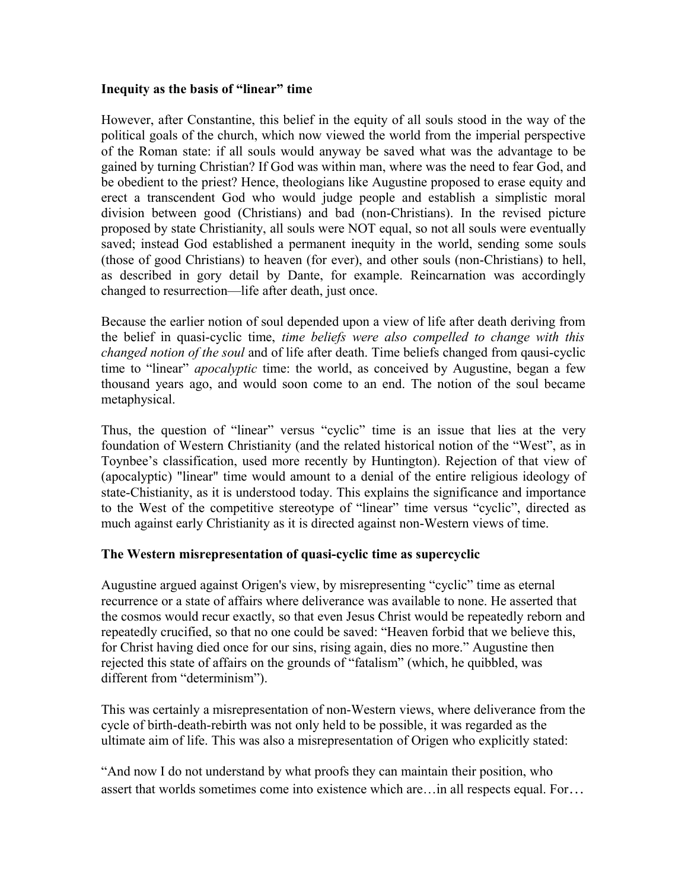**Inequity as the basis of "linear" time**

However, after Constantine, this belief in the equity of all souls stood in the way of the political goals of the church, which now viewed the world from the imperial perspective of the Roman state: if all souls would anyway be saved what was the advantage to be gained by turning Christian? If God was within man, where was the need to fear God, and be obedient to the priest? Hence, theologians like Augustine proposed to erase equity and erect a transcendent God who would judge people and establish a simplistic moral division between good (Christians) and bad (non-Christians). In the revised picture proposed by state Christianity, all souls were NOT equal, so not all souls were eventually saved; instead God established a permanent inequity in the world, sending some souls (those of good Christians) to heaven (for ever), and other souls (non-Christians) to hell, as described in gory detail by Dante, for example. Reincarnation was accordingly changed to resurrection—life after death, just once.

Because the earlier notion of soul depended upon a view of life after death deriving from the belief in quasi-cyclic time, *time beliefs were also compelled to change with this changed notion of the soul* and of life after death. Time beliefs changed from qausi-cyclic time to "linear" *apocalyptic* time: the world, as conceived by Augustine, began a few thousand years ago, and would soon come to an end. The notion of the soul became metaphysical.

Thus, the question of "linear" versus "cyclic" time is an issue that lies at the very foundation of Western Christianity (and the related historical notion of the "West", as in Toynbee's classification, used more recently by Huntington). Rejection of that view of (apocalyptic) "linear" time would amount to a denial of the entire religious ideology of state-Chistianity, as it is understood today. This explains the significance and importance to the West of the competitive stereotype of "linear" time versus "cyclic", directed as much against early Christianity as it is directed against non-Western views of time.

**The Western misrepresentation of quasi-cyclic time as supercyclic**

Augustine argued against Origen's view, by misrepresenting "cyclic" time as eternal recurrence or a state of affairs where deliverance was available to none. He asserted that the cosmos would recur exactly, so that even Jesus Christ would be repeatedly reborn and repeatedly crucified, so that no one could be saved: "Heaven forbid that we believe this, for Christ having died once for our sins, rising again, dies no more." Augustine then rejected this state of affairs on the grounds of "fatalism" (which, he quibbled, was different from "determinism").

This was certainly a misrepresentation of non-Western views, where deliverance from the cycle of birth-death-rebirth was not only held to be possible, it was regarded as the ultimate aim of life. This was also a misrepresentation of Origen who explicitly stated:

"And now I do not understand by what proofs they can maintain their position, who assert that worlds sometimes come into existence which are…in all respects equal. For…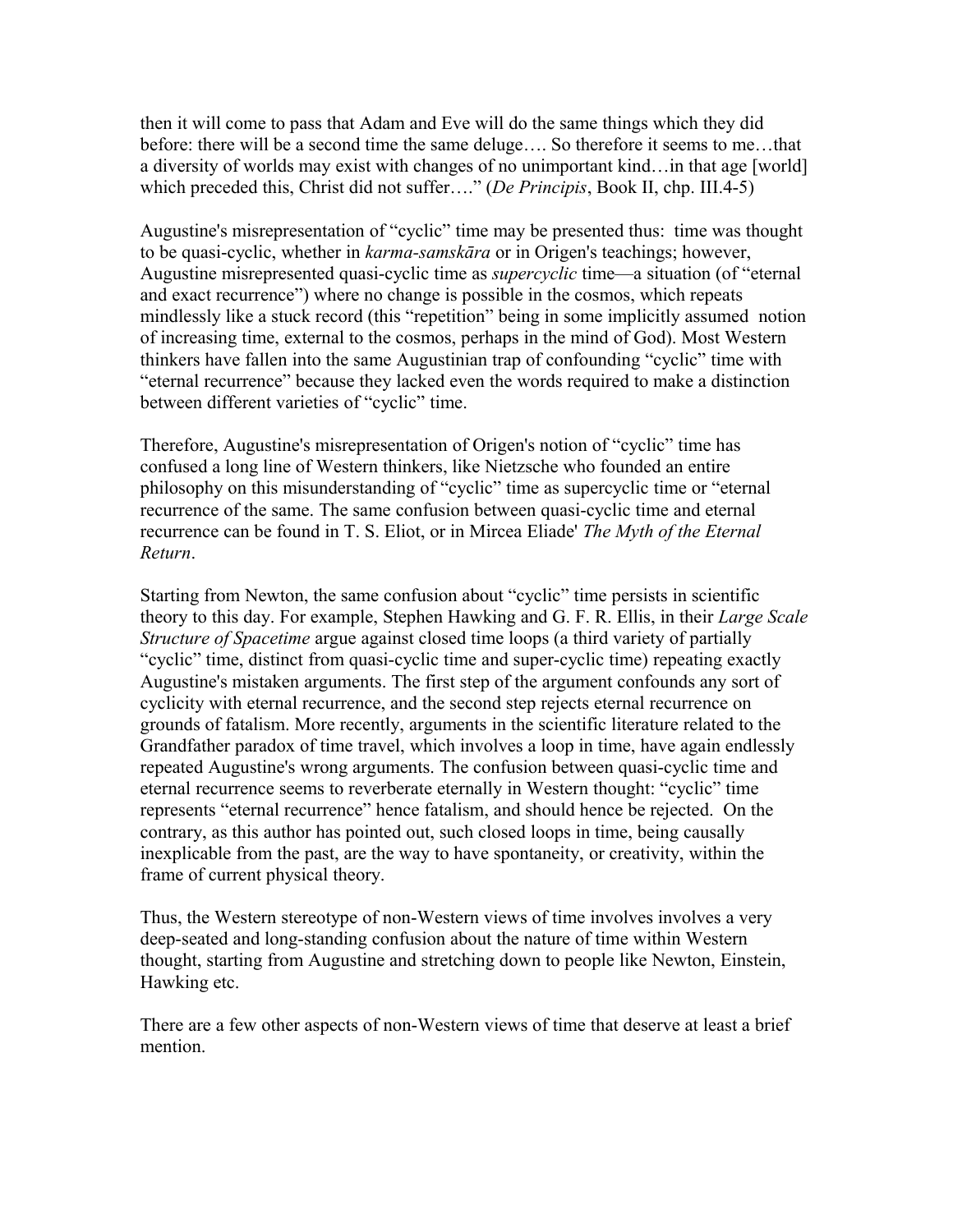then it will come to pass that Adam and Eve will do the same things which they did before: there will be a second time the same deluge…. So therefore it seems to me…that a diversity of worlds may exist with changes of no unimportant kind…in that age [world] which preceded this, Christ did not suffer…." (*De Principis*, Book II, chp. III.4-5)

Augustine's misrepresentation of "cyclic" time may be presented thus: time was thought to be quasi-cyclic, whether in *karma-samskāra* or in Origen's teachings; however, Augustine misrepresented quasi-cyclic time as *supercyclic* time—a situation (of "eternal and exact recurrence") where no change is possible in the cosmos, which repeats mindlessly like a stuck record (this "repetition" being in some implicitly assumed notion of increasing time, external to the cosmos, perhaps in the mind of God). Most Western thinkers have fallen into the same Augustinian trap of confounding "cyclic" time with "eternal recurrence" because they lacked even the words required to make a distinction between different varieties of "cyclic" time.

Therefore, Augustine's misrepresentation of Origen's notion of "cyclic" time has confused a long line of Western thinkers, like Nietzsche who founded an entire philosophy on this misunderstanding of "cyclic" time as supercyclic time or "eternal recurrence of the same. The same confusion between quasi-cyclic time and eternal recurrence can be found in T. S. Eliot, or in Mircea Eliade' *The Myth of the Eternal Return*.

Starting from Newton, the same confusion about "cyclic" time persists in scientific theory to this day. For example, Stephen Hawking and G. F. R. Ellis, in their *Large Scale Structure of Spacetime* argue against closed time loops (a third variety of partially "cyclic" time, distinct from quasi-cyclic time and super-cyclic time) repeating exactly Augustine's mistaken arguments. The first step of the argument confounds any sort of cyclicity with eternal recurrence, and the second step rejects eternal recurrence on grounds of fatalism. More recently, arguments in the scientific literature related to the Grandfather paradox of time travel, which involves a loop in time, have again endlessly repeated Augustine's wrong arguments. The confusion between quasi-cyclic time and eternal recurrence seems to reverberate eternally in Western thought: "cyclic" time represents "eternal recurrence" hence fatalism, and should hence be rejected. On the contrary, as this author has pointed out, such closed loops in time, being causally inexplicable from the past, are the way to have spontaneity, or creativity, within the frame of current physical theory.

Thus, the Western stereotype of non-Western views of time involves involves a very deep-seated and long-standing confusion about the nature of time within Western thought, starting from Augustine and stretching down to people like Newton, Einstein, Hawking etc.

There are a few other aspects of non-Western views of time that deserve at least a brief mention.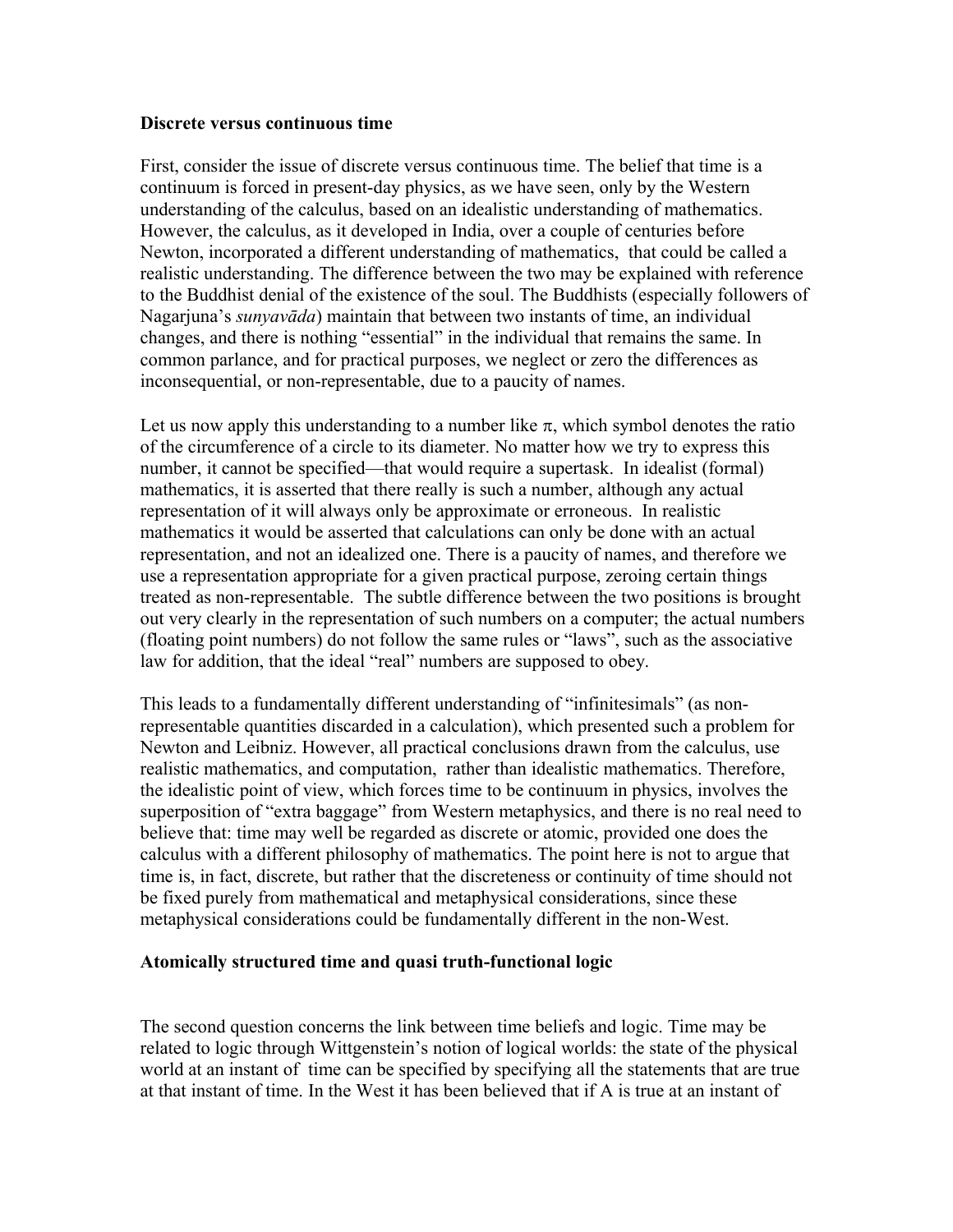**Discrete versus continuous time**

First, consider the issue of discrete versus continuous time. The belief that time is a continuum is forced in present-day physics, as we have seen, only by the Western understanding of the calculus, based on an idealistic understanding of mathematics. However, the calculus, as it developed in India, over a couple of centuries before Newton, incorporated a different understanding of mathematics, that could be called a realistic understanding. The difference between the two may be explained with reference to the Buddhist denial of the existence of the soul. The Buddhists (especially followers of Nagarjuna's *sunyavāda*) maintain that between two instants of time, an individual changes, and there is nothing "essential" in the individual that remains the same. In common parlance, and for practical purposes, we neglect or zero the differences as inconsequential, or non-representable, due to a paucity of names.

Let us now apply this understanding to a number like $\pi$, which symbol denotes the ratio of the circumference of a circle to its diameter. No matter how we try to express this number, it cannot be specified—that would require a supertask. In idealist (formal) mathematics, it is asserted that there really is such a number, although any actual representation of it will always only be approximate or erroneous. In realistic mathematics it would be asserted that calculations can only be done with an actual representation, and not an idealized one. There is a paucity of names, and therefore we use a representation appropriate for a given practical purpose, zeroing certain things treated as non-representable. The subtle difference between the two positions is brought out very clearly in the representation of such numbers on a computer; the actual numbers (floating point numbers) do not follow the same rules or "laws", such as the associative law for addition, that the ideal "real" numbers are supposed to obey.

This leads to a fundamentally different understanding of "infinitesimals" (as non-representable quantities discarded in a calculation), which presented such a problem for Newton and Leibniz. However, all practical conclusions drawn from the calculus, use realistic mathematics, and computation, rather than idealistic mathematics. Therefore, the idealistic point of view, which forces time to be continuum in physics, involves the superposition of "extra baggage" from Western metaphysics, and there is no real need to believe that: time may well be regarded as discrete or atomic, provided one does the calculus with a different philosophy of mathematics. The point here is not to argue that time is, in fact, discrete, but rather that the discreteness or continuity of time should not be fixed purely from mathematical and metaphysical considerations, since these metaphysical considerations could be fundamentally different in the non-West.

**Atomically structured time and quasi truth-functional logic**

The second question concerns the link between time beliefs and logic. Time may be related to logic through Wittgenstein's notion of logical worlds: the state of the physical world at an instant of time can be specified by specifying all the statements that are true at that instant of time. In the West it has been believed that if A is true at an instant of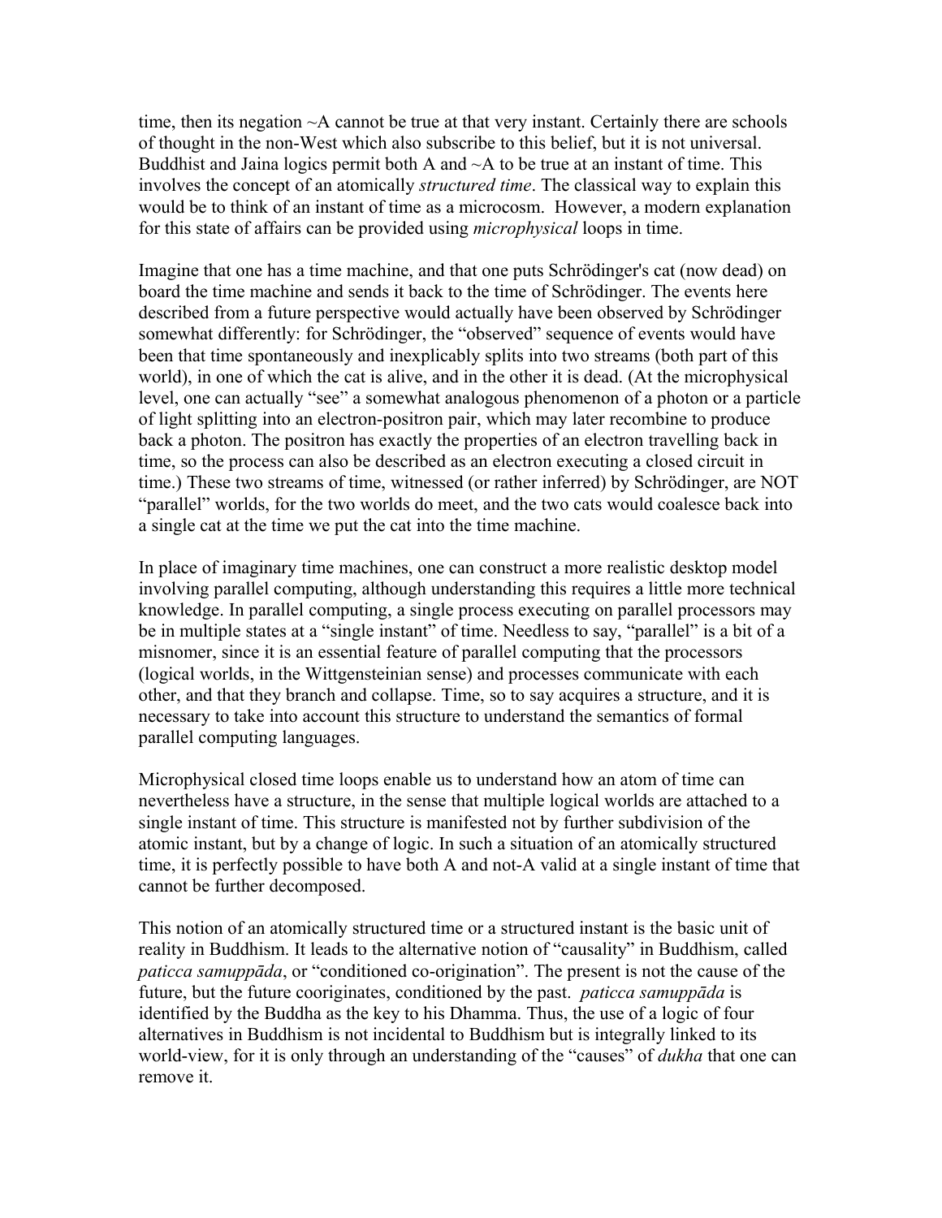time, then its negation ~A cannot be true at that very instant. Certainly there are schools of thought in the non-West which also subscribe to this belief, but it is not universal. Buddhist and Jaina logics permit both A and ~A to be true at an instant of time. This involves the concept of an atomically *structured time*. The classical way to explain this would be to think of an instant of time as a microcosm. However, a modern explanation for this state of affairs can be provided using *microphysical* loops in time.

Imagine that one has a time machine, and that one puts Schrödinger's cat (now dead) on board the time machine and sends it back to the time of Schrödinger. The events here described from a future perspective would actually have been observed by Schrödinger somewhat differently: for Schrödinger, the "observed" sequence of events would have been that time spontaneously and inexplicably splits into two streams (both part of this world), in one of which the cat is alive, and in the other it is dead. (At the microphysical level, one can actually "see" a somewhat analogous phenomenon of a photon or a particle of light splitting into an electron-positron pair, which may later recombine to produce back a photon. The positron has exactly the properties of an electron travelling back in time, so the process can also be described as an electron executing a closed circuit in time.) These two streams of time, witnessed (or rather inferred) by Schrödinger, are NOT "parallel" worlds, for the two worlds do meet, and the two cats would coalesce back into a single cat at the time we put the cat into the time machine.

In place of imaginary time machines, one can construct a more realistic desktop model involving parallel computing, although understanding this requires a little more technical knowledge. In parallel computing, a single process executing on parallel processors may be in multiple states at a "single instant" of time. Needless to say, "parallel" is a bit of a misnomer, since it is an essential feature of parallel computing that the processors (logical worlds, in the Wittgensteinian sense) and processes communicate with each other, and that they branch and collapse. Time, so to say acquires a structure, and it is necessary to take into account this structure to understand the semantics of formal parallel computing languages.

Microphysical closed time loops enable us to understand how an atom of time can nevertheless have a structure, in the sense that multiple logical worlds are attached to a single instant of time. This structure is manifested not by further subdivision of the atomic instant, but by a change of logic. In such a situation of an atomically structured time, it is perfectly possible to have both A and not-A valid at a single instant of time that cannot be further decomposed.

This notion of an atomically structured time or a structured instant is the basic unit of reality in Buddhism. It leads to the alternative notion of "causality" in Buddhism, called *paticca samuppāda*, or "conditioned co-origination". The present is not the cause of the future, but the future cooriginates, conditioned by the past. *paticca samuppāda* is identified by the Buddha as the key to his Dhamma. Thus, the use of a logic of four alternatives in Buddhism is not incidental to Buddhism but is integrally linked to its world-view, for it is only through an understanding of the "causes" of *dukha* that one can remove it.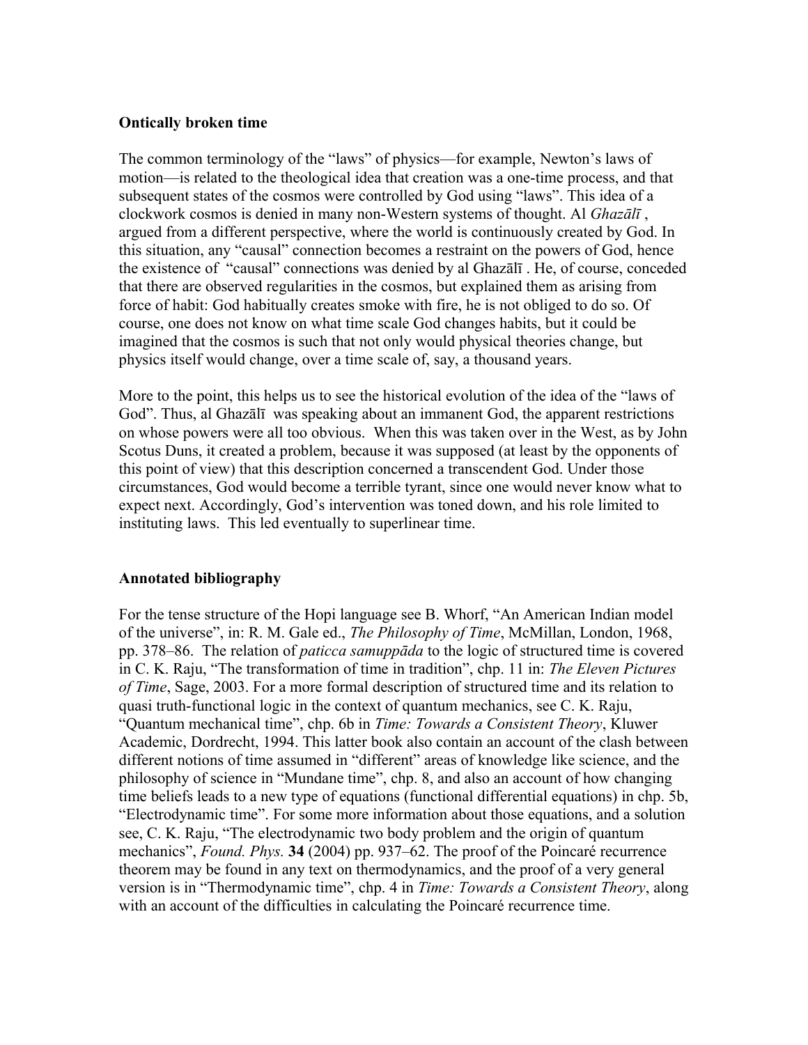### Ontically broken time

The common terminology of the "laws" of physics—for example, Newton's laws of motion—is related to the theological idea that creation was a one-time process, and that subsequent states of the cosmos were controlled by God using "laws". This idea of a clockwork cosmos is denied in many non-Western systems of thought. Al *Ghazālī* , argued from a different perspective, where the world is continuously created by God. In this situation, any "causal" connection becomes a restraint on the powers of God, hence the existence of "causal" connections was denied by al Ghazālī . He, of course, conceded that there are observed regularities in the cosmos, but explained them as arising from force of habit: God habitually creates smoke with fire, he is not obliged to do so. Of course, one does not know on what time scale God changes habits, but it could be imagined that the cosmos is such that not only would physical theories change, but physics itself would change, over a time scale of, say, a thousand years.

More to the point, this helps us to see the historical evolution of the idea of the "laws of God". Thus, al Ghazālī was speaking about an immanent God, the apparent restrictions on whose powers were all too obvious. When this was taken over in the West, as by John Scotus Duns, it created a problem, because it was supposed (at least by the opponents of this point of view) that this description concerned a transcendent God. Under those circumstances, God would become a terrible tyrant, since one would never know what to expect next. Accordingly, God's intervention was toned down, and his role limited to instituting laws. This led eventually to superlinear time.

### Annotated bibliography

For the tense structure of the Hopi language see B. Whorf, "An American Indian model of the universe", in: R. M. Gale ed., *The Philosophy of Time*, McMillan, London, 1968, pp. 378–86. The relation of *paticca samuppāda* to the logic of structured time is covered in C. K. Raju, "The transformation of time in tradition", chp. 11 in: *The Eleven Pictures of Time*, Sage, 2003. For a more formal description of structured time and its relation to quasi truth-functional logic in the context of quantum mechanics, see C. K. Raju, "Quantum mechanical time", chp. 6b in *Time: Towards a Consistent Theory*, Kluwer Academic, Dordrecht, 1994. This latter book also contain an account of the clash between different notions of time assumed in "different" areas of knowledge like science, and the philosophy of science in "Mundane time", chp. 8, and also an account of how changing time beliefs leads to a new type of equations (functional differential equations) in chp. 5b, "Electrodynamic time". For some more information about those equations, and a solution see, C. K. Raju, "The electrodynamic two body problem and the origin of quantum mechanics", *Found. Phys.* **34** (2004) pp. 937–62. The proof of the Poincaré recurrence theorem may be found in any text on thermodynamics, and the proof of a very general version is in "Thermodynamic time", chp. 4 in *Time: Towards a Consistent Theory*, along with an account of the difficulties in calculating the Poincaré recurrence time.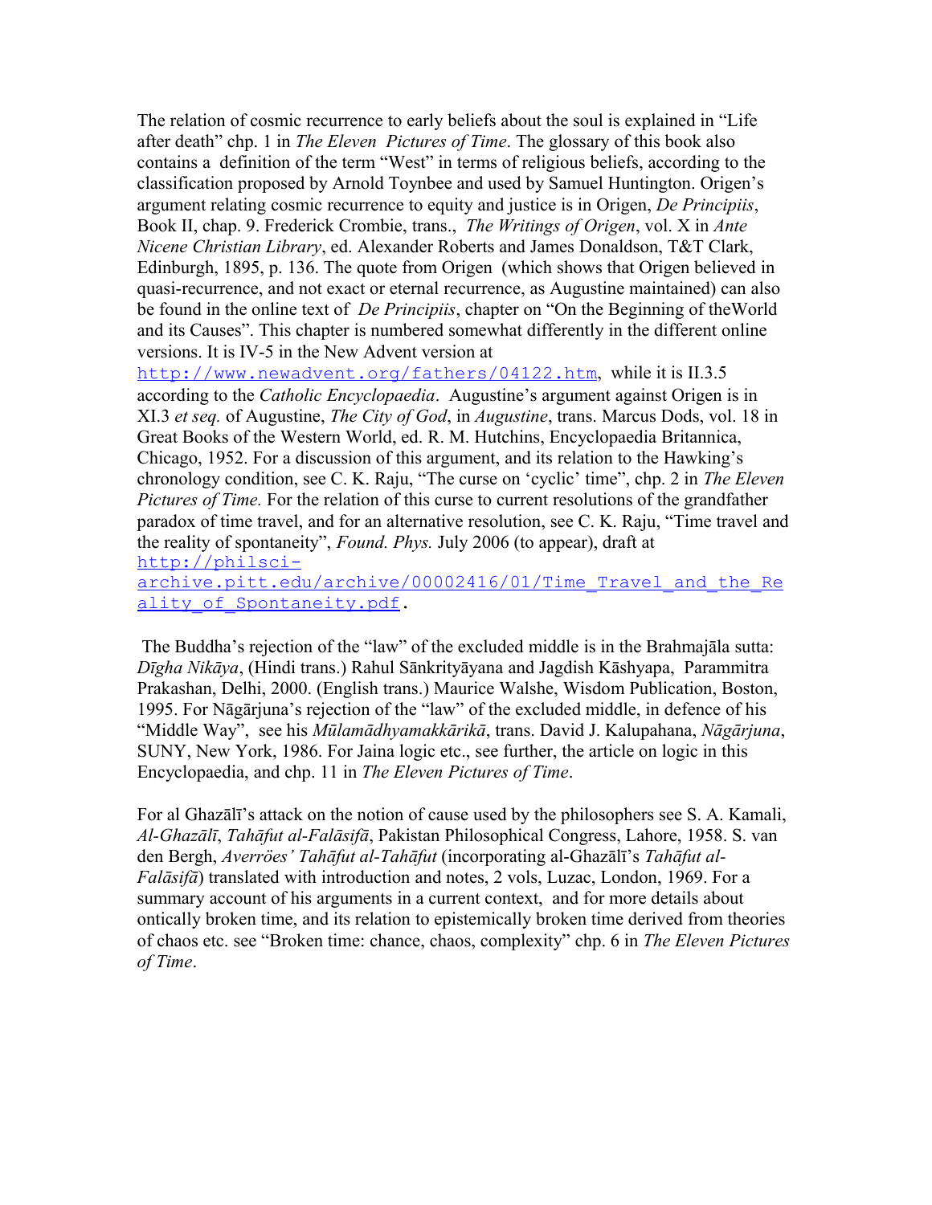The relation of cosmic recurrence to early beliefs about the soul is explained in "Life after death" chp. 1 in *The Eleven Pictures of Time*. The glossary of this book also contains a definition of the term "West" in terms of religious beliefs, according to the classification proposed by Arnold Toynbee and used by Samuel Huntington. Origen's argument relating cosmic recurrence to equity and justice is in Origen, *De Principiis*, Book II, chap. 9. Frederick Crombie, trans., *The Writings of Origen*, vol. X in *Ante Nicene Christian Library*, ed. Alexander Roberts and James Donaldson, T&T Clark, Edinburgh, 1895, p. 136. The quote from Origen (which shows that Origen believed in quasi-recurrence, and not exact or eternal recurrence, as Augustine maintained) can also be found in the online text of *De Principiis*, chapter on "On the Beginning of theWorld and its Causes". This chapter is numbered somewhat differently in the different online versions. It is IV-5 in the New Advent version at http://www.newadvent.org/fathers/04122.htm, while it is II.3.5 according to the *Catholic Encyclopaedia*. Augustine's argument against Origen is in XI.3 *et seq.* of Augustine, *The City of God*, in *Augustine*, trans. Marcus Dods, vol. 18 in Great Books of the Western World, ed. R. M. Hutchins, Encyclopaedia Britannica, Chicago, 1952. For a discussion of this argument, and its relation to the Hawking's chronology condition, see C. K. Raju, "The curse on 'cyclic' time", chp. 2 in *The Eleven Pictures of Time.* For the relation of this curse to current resolutions of the grandfather paradox of time travel, and for an alternative resolution, see C. K. Raju, "Time travel and the reality of spontaneity", *Found. Phys.* July 2006 (to appear), draft at http://philsci-archive.pitt.edu/archive/00002416/01/Time_Travel_and_the_Reality_of_Spontaneity.pdf.

The Buddha's rejection of the "law" of the excluded middle is in the Brahmajāla sutta: *Dīgha Nikāya*, (Hindi trans.) Rahul Sānkrityāyana and Jagdish Kāshyapa, Parammitra Prakashan, Delhi, 2000. (English trans.) Maurice Walshe, Wisdom Publication, Boston, 1995. For Nāgārjuna's rejection of the "law" of the excluded middle, in defence of his "Middle Way", see his *Mūlamādhyamakkārikā*, trans. David J. Kalupahana, *Nāgārjuna*, SUNY, New York, 1986. For Jaina logic etc., see further, the article on logic in this Encyclopaedia, and chp. 11 in *The Eleven Pictures of Time*.

For al Ghazālī's attack on the notion of cause used by the philosophers see S. A. Kamali, *Al-Ghazālī*, *Tahāfut al-Falāsifā*, Pakistan Philosophical Congress, Lahore, 1958. S. van den Bergh, *Averröes' Tahāfut al-Tahāfut* (incorporating al-Ghazālī's *Tahāfut al-Falāsifā*) translated with introduction and notes, 2 vols, Luzac, London, 1969. For a summary account of his arguments in a current context, and for more details about ontically broken time, and its relation to epistemically broken time derived from theories of chaos etc. see "Broken time: chance, chaos, complexity" chp. 6 in *The Eleven Pictures of Time*.